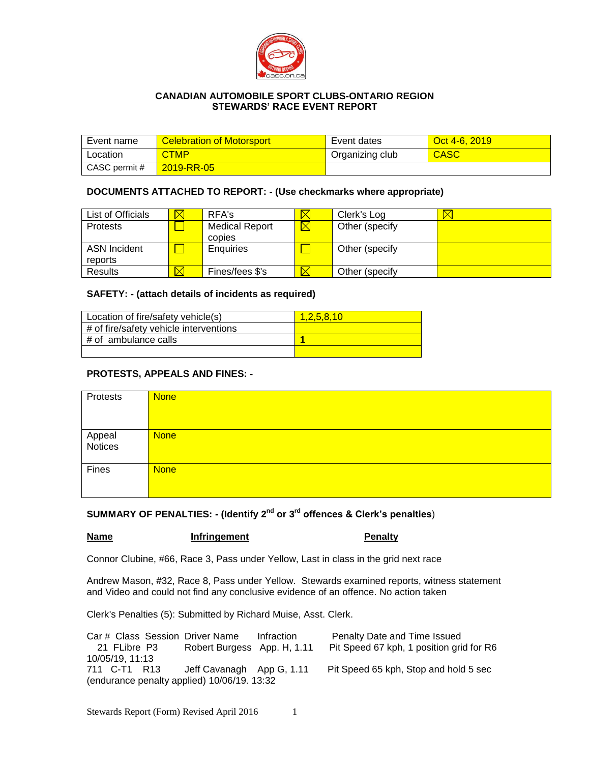**CANADIAN AUTOMOBILE SPORT CLUBS-ONTARIO REGION**
**STEWARDS' RACE EVENT REPORT**

| Event name | Celebration of Motorsport | Event dates | Oct 4-6, 2019 |
|---|---|---|---|
| Location | CTMP | Organizing club | CASC |
| CASC permit # | 2019-RR-05 | | |

**DOCUMENTS ATTACHED TO REPORT: - (Use checkmarks where appropriate)**

| | | | | | |
|---|---|---|---|---|---|
| List of Officials | ☒ | RFA's | ☒ | Clerk's Log | ☒ |
| Protests | ☐ | Medical Report copies | ☒ | Other (specify | |
| ASN Incident reports | ☐ | Enquiries | ☐ | Other (specify | |
| Results | ☒ | Fines/fees $'s | ☒ | Other (specify | |

**SAFETY: - (attach details of incidents as required)**

| | |
|---|---|
| Location of fire/safety vehicle(s) | 1,2,5,8,10 |
| # of fire/safety vehicle interventions | |
| # of ambulance calls | **1** |
| | |

**PROTESTS, APPEALS AND FINES: -**

| | |
|---|---|
| Protests | None |
| Appeal Notices | None |
| Fines | None |

**SUMMARY OF PENALTIES: - (Identify 2nd or 3rd offences & Clerk's penalties)**

**Name** **Infringement** **Penalty**

Connor Clubine, #66, Race 3, Pass under Yellow, Last in class in the grid next race

Andrew Mason, #32, Race 8, Pass under Yellow. Stewards examined reports, witness statement and Video and could not find any conclusive evidence of an offence. No action taken

Clerk's Penalties (5): Submitted by Richard Muise, Asst. Clerk.

| Car # | Class | Session | Driver Name | Infraction | Penalty Date and Time Issued |
|---|---|---|---|---|---|
| 21 | FLibre | P3 | Robert Burgess | App. H, 1.11 | Pit Speed 67 kph, 1 position grid for R6 10/05/19, 11:13 |
| 711 | C-T1 | R13 | Jeff Cavanagh | App G, 1.11 | Pit Speed 65 kph, Stop and hold 5 sec (endurance penalty applied) 10/06/19. 13:32 |

Stewards Report (Form) Revised April 2016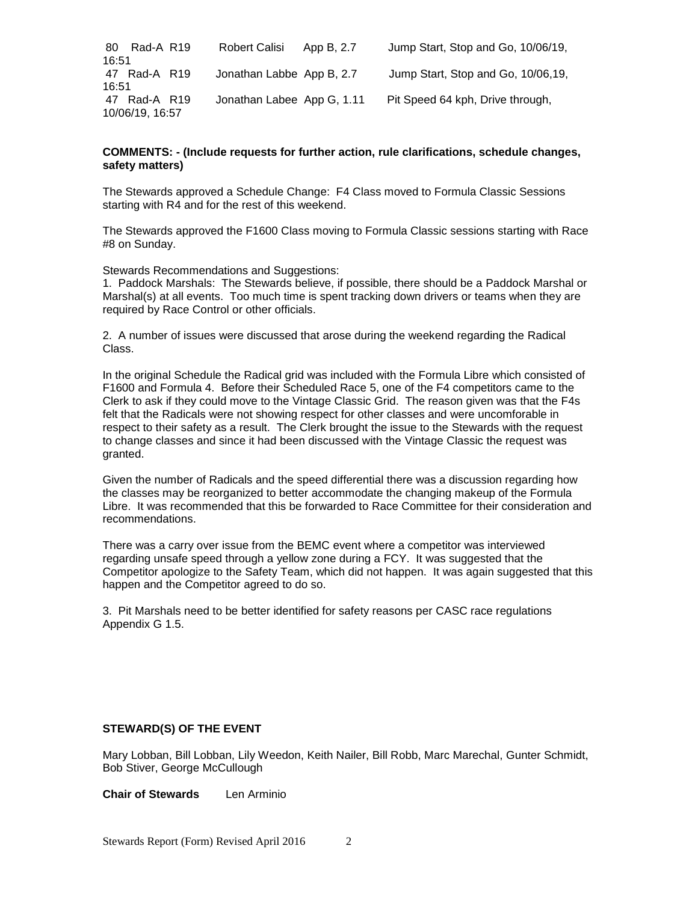| | | | |
|---|---|---|---|
| 80 Rad-A R19 | Robert Calisi | App B, 2.7 | Jump Start, Stop and Go, 10/06/19, 16:51 |
| 47 Rad-A R19 | Jonathan Labbe | App B, 2.7 | Jump Start, Stop and Go, 10/06,19, 16:51 |
| 47 Rad-A R19 | Jonathan Labee | App G, 1.11 | Pit Speed 64 kph, Drive through, 10/06/19, 16:57 |

**COMMENTS: - (Include requests for further action, rule clarifications, schedule changes, safety matters)**

The Stewards approved a Schedule Change: F4 Class moved to Formula Classic Sessions starting with R4 and for the rest of this weekend.

The Stewards approved the F1600 Class moving to Formula Classic sessions starting with Race #8 on Sunday.

Stewards Recommendations and Suggestions:

1. Paddock Marshals: The Stewards believe, if possible, there should be a Paddock Marshal or Marshal(s) at all events. Too much time is spent tracking down drivers or teams when they are required by Race Control or other officials.

2. A number of issues were discussed that arose during the weekend regarding the Radical Class.

In the original Schedule the Radical grid was included with the Formula Libre which consisted of F1600 and Formula 4. Before their Scheduled Race 5, one of the F4 competitors came to the Clerk to ask if they could move to the Vintage Classic Grid. The reason given was that the F4s felt that the Radicals were not showing respect for other classes and were uncomforable in respect to their safety as a result. The Clerk brought the issue to the Stewards with the request to change classes and since it had been discussed with the Vintage Classic the request was granted.

Given the number of Radicals and the speed differential there was a discussion regarding how the classes may be reorganized to better accommodate the changing makeup of the Formula Libre. It was recommended that this be forwarded to Race Committee for their consideration and recommendations.

There was a carry over issue from the BEMC event where a competitor was interviewed regarding unsafe speed through a yellow zone during a FCY. It was suggested that the Competitor apologize to the Safety Team, which did not happen. It was again suggested that this happen and the Competitor agreed to do so.

3. Pit Marshals need to be better identified for safety reasons per CASC race regulations Appendix G 1.5.

**STEWARD(S) OF THE EVENT**

Mary Lobban, Bill Lobban, Lily Weedon, Keith Nailer, Bill Robb, Marc Marechal, Gunter Schmidt, Bob Stiver, George McCullough

**Chair of Stewards** Len Arminio

Stewards Report (Form) Revised April 2016